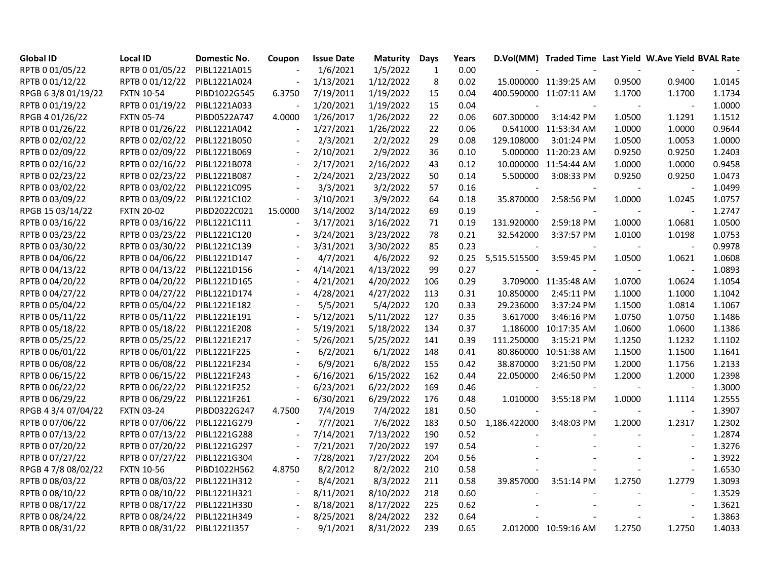| Global ID | Local ID | Domestic No. | Coupon | Issue Date | Maturity | Days | Years | D.Vol(MM) | Traded Time | Last Yield | W.Ave Yield | BVAL Rate |
|---|---|---|---|---|---|---|---|---|---|---|---|---|
| RPTB 0 01/05/22 | RPTB 0 01/05/22 | PIBL1221A015 | - | 1/6/2021 | 1/5/2022 | 1 | 0.00 | - | - | - | - | - |
| RPTB 0 01/12/22 | RPTB 0 01/12/22 | PIBL1221A024 | - | 1/13/2021 | 1/12/2022 | 8 | 0.02 | 15.000000 | 11:39:25 AM | 0.9500 | 0.9400 | 1.0145 |
| RPGB 6 3/8 01/19/22 | FXTN 10-54 | PIBD1022G545 | 6.3750 | 7/19/2011 | 1/19/2022 | 15 | 0.04 | 400.590000 | 11:07:11 AM | 1.1700 | 1.1700 | 1.1734 |
| RPTB 0 01/19/22 | RPTB 0 01/19/22 | PIBL1221A033 | - | 1/20/2021 | 1/19/2022 | 15 | 0.04 | - | - | - | - | 1.0000 |
| RPGB 4 01/26/22 | FXTN 05-74 | PIBD0522A747 | 4.0000 | 1/26/2017 | 1/26/2022 | 22 | 0.06 | 607.300000 | 3:14:42 PM | 1.0500 | 1.1291 | 1.1512 |
| RPTB 0 01/26/22 | RPTB 0 01/26/22 | PIBL1221A042 | - | 1/27/2021 | 1/26/2022 | 22 | 0.06 | 0.541000 | 11:53:34 AM | 1.0000 | 1.0000 | 0.9644 |
| RPTB 0 02/02/22 | RPTB 0 02/02/22 | PIBL1221B050 | - | 2/3/2021 | 2/2/2022 | 29 | 0.08 | 129.108000 | 3:01:24 PM | 1.0500 | 1.0053 | 1.0000 |
| RPTB 0 02/09/22 | RPTB 0 02/09/22 | PIBL1221B069 | - | 2/10/2021 | 2/9/2022 | 36 | 0.10 | 5.000000 | 11:20:23 AM | 0.9250 | 0.9250 | 1.2403 |
| RPTB 0 02/16/22 | RPTB 0 02/16/22 | PIBL1221B078 | - | 2/17/2021 | 2/16/2022 | 43 | 0.12 | 10.000000 | 11:54:44 AM | 1.0000 | 1.0000 | 0.9458 |
| RPTB 0 02/23/22 | RPTB 0 02/23/22 | PIBL1221B087 | - | 2/24/2021 | 2/23/2022 | 50 | 0.14 | 5.500000 | 3:08:33 PM | 0.9250 | 0.9250 | 1.0473 |
| RPTB 0 03/02/22 | RPTB 0 03/02/22 | PIBL1221C095 | - | 3/3/2021 | 3/2/2022 | 57 | 0.16 | - | - | - | - | 1.0499 |
| RPTB 0 03/09/22 | RPTB 0 03/09/22 | PIBL1221C102 | - | 3/10/2021 | 3/9/2022 | 64 | 0.18 | 35.870000 | 2:58:56 PM | 1.0000 | 1.0245 | 1.0757 |
| RPGB 15 03/14/22 | FXTN 20-02 | PIBD2022C021 | 15.0000 | 3/14/2002 | 3/14/2022 | 69 | 0.19 | - | - | - | - | 1.2747 |
| RPTB 0 03/16/22 | RPTB 0 03/16/22 | PIBL1221C111 | - | 3/17/2021 | 3/16/2022 | 71 | 0.19 | 131.920000 | 2:59:18 PM | 1.0000 | 1.0681 | 1.0500 |
| RPTB 0 03/23/22 | RPTB 0 03/23/22 | PIBL1221C120 | - | 3/24/2021 | 3/23/2022 | 78 | 0.21 | 32.542000 | 3:37:57 PM | 1.0100 | 1.0198 | 1.0753 |
| RPTB 0 03/30/22 | RPTB 0 03/30/22 | PIBL1221C139 | - | 3/31/2021 | 3/30/2022 | 85 | 0.23 | - | - | - | - | 0.9978 |
| RPTB 0 04/06/22 | RPTB 0 04/06/22 | PIBL1221D147 | - | 4/7/2021 | 4/6/2022 | 92 | 0.25 | 5,515.515500 | 3:59:45 PM | 1.0500 | 1.0621 | 1.0608 |
| RPTB 0 04/13/22 | RPTB 0 04/13/22 | PIBL1221D156 | - | 4/14/2021 | 4/13/2022 | 99 | 0.27 | - | - | - | - | 1.0893 |
| RPTB 0 04/20/22 | RPTB 0 04/20/22 | PIBL1221D165 | - | 4/21/2021 | 4/20/2022 | 106 | 0.29 | 3.709000 | 11:35:48 AM | 1.0700 | 1.0624 | 1.1054 |
| RPTB 0 04/27/22 | RPTB 0 04/27/22 | PIBL1221D174 | - | 4/28/2021 | 4/27/2022 | 113 | 0.31 | 10.850000 | 2:45:11 PM | 1.1000 | 1.1000 | 1.1042 |
| RPTB 0 05/04/22 | RPTB 0 05/04/22 | PIBL1221E182 | - | 5/5/2021 | 5/4/2022 | 120 | 0.33 | 29.236000 | 3:37:24 PM | 1.1500 | 1.0814 | 1.1067 |
| RPTB 0 05/11/22 | RPTB 0 05/11/22 | PIBL1221E191 | - | 5/12/2021 | 5/11/2022 | 127 | 0.35 | 3.617000 | 3:46:16 PM | 1.0750 | 1.0750 | 1.1486 |
| RPTB 0 05/18/22 | RPTB 0 05/18/22 | PIBL1221E208 | - | 5/19/2021 | 5/18/2022 | 134 | 0.37 | 1.186000 | 10:17:35 AM | 1.0600 | 1.0600 | 1.1386 |
| RPTB 0 05/25/22 | RPTB 0 05/25/22 | PIBL1221E217 | - | 5/26/2021 | 5/25/2022 | 141 | 0.39 | 111.250000 | 3:15:21 PM | 1.1250 | 1.1232 | 1.1102 |
| RPTB 0 06/01/22 | RPTB 0 06/01/22 | PIBL1221F225 | - | 6/2/2021 | 6/1/2022 | 148 | 0.41 | 80.860000 | 10:51:38 AM | 1.1500 | 1.1500 | 1.1641 |
| RPTB 0 06/08/22 | RPTB 0 06/08/22 | PIBL1221F234 | - | 6/9/2021 | 6/8/2022 | 155 | 0.42 | 38.870000 | 3:21:50 PM | 1.2000 | 1.1756 | 1.2133 |
| RPTB 0 06/15/22 | RPTB 0 06/15/22 | PIBL1221F243 | - | 6/16/2021 | 6/15/2022 | 162 | 0.44 | 22.050000 | 2:46:50 PM | 1.2000 | 1.2000 | 1.2398 |
| RPTB 0 06/22/22 | RPTB 0 06/22/22 | PIBL1221F252 | - | 6/23/2021 | 6/22/2022 | 169 | 0.46 | - | - | - | - | 1.3000 |
| RPTB 0 06/29/22 | RPTB 0 06/29/22 | PIBL1221F261 | - | 6/30/2021 | 6/29/2022 | 176 | 0.48 | 1.010000 | 3:55:18 PM | 1.0000 | 1.1114 | 1.2555 |
| RPGB 4 3/4 07/04/22 | FXTN 03-24 | PIBD0322G247 | 4.7500 | 7/4/2019 | 7/4/2022 | 181 | 0.50 | - | - | - | - | 1.3907 |
| RPTB 0 07/06/22 | RPTB 0 07/06/22 | PIBL1221G279 | - | 7/7/2021 | 7/6/2022 | 183 | 0.50 | 1,186.422000 | 3:48:03 PM | 1.2000 | 1.2317 | 1.2302 |
| RPTB 0 07/13/22 | RPTB 0 07/13/22 | PIBL1221G288 | - | 7/14/2021 | 7/13/2022 | 190 | 0.52 | - | - | - | - | 1.2874 |
| RPTB 0 07/20/22 | RPTB 0 07/20/22 | PIBL1221G297 | - | 7/21/2021 | 7/20/2022 | 197 | 0.54 | - | - | - | - | 1.3276 |
| RPTB 0 07/27/22 | RPTB 0 07/27/22 | PIBL1221G304 | - | 7/28/2021 | 7/27/2022 | 204 | 0.56 | - | - | - | - | 1.3922 |
| RPGB 4 7/8 08/02/22 | FXTN 10-56 | PIBD1022H562 | 4.8750 | 8/2/2012 | 8/2/2022 | 210 | 0.58 | - | - | - | - | 1.6530 |
| RPTB 0 08/03/22 | RPTB 0 08/03/22 | PIBL1221H312 | - | 8/4/2021 | 8/3/2022 | 211 | 0.58 | 39.857000 | 3:51:14 PM | 1.2750 | 1.2779 | 1.3093 |
| RPTB 0 08/10/22 | RPTB 0 08/10/22 | PIBL1221H321 | - | 8/11/2021 | 8/10/2022 | 218 | 0.60 | - | - | - | - | 1.3529 |
| RPTB 0 08/17/22 | RPTB 0 08/17/22 | PIBL1221H330 | - | 8/18/2021 | 8/17/2022 | 225 | 0.62 | - | - | - | - | 1.3621 |
| RPTB 0 08/24/22 | RPTB 0 08/24/22 | PIBL1221H349 | - | 8/25/2021 | 8/24/2022 | 232 | 0.64 | - | - | - | - | 1.3863 |
| RPTB 0 08/31/22 | RPTB 0 08/31/22 | PIBL1221I357 | - | 9/1/2021 | 8/31/2022 | 239 | 0.65 | 2.012000 | 10:59:16 AM | 1.2750 | 1.2750 | 1.4033 |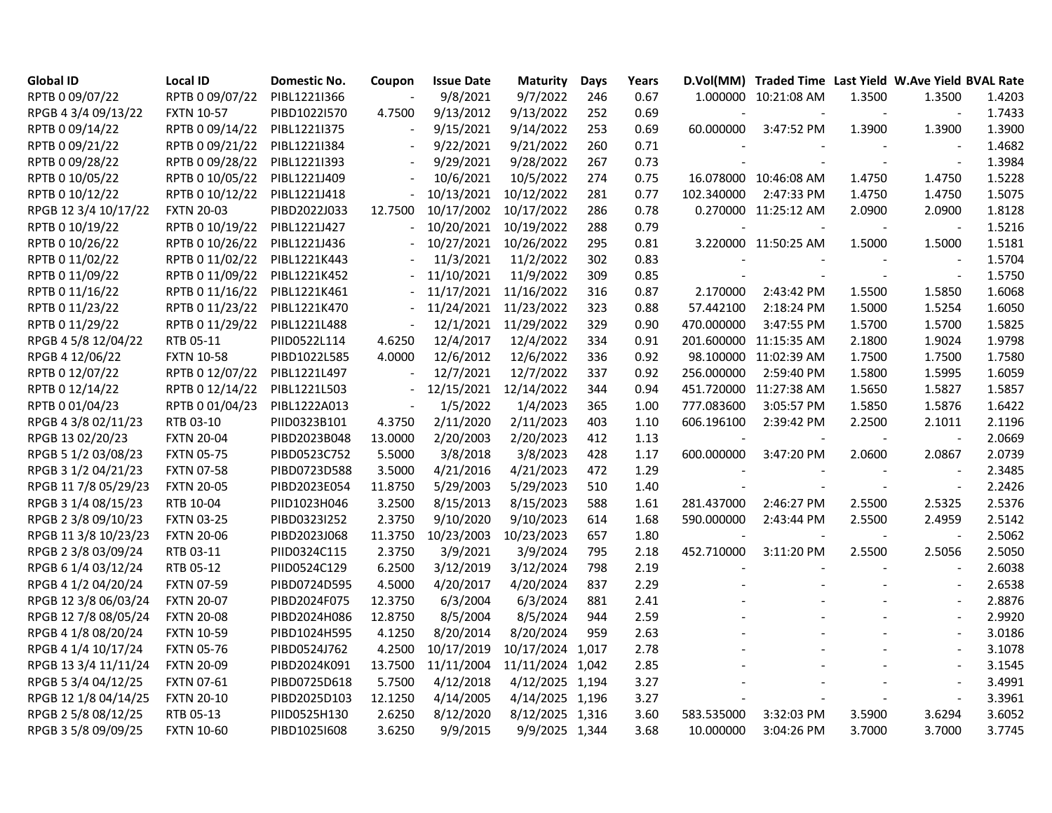| Global ID | Local ID | Domestic No. | Coupon | Issue Date | Maturity | Days | Years | D.Vol(MM) | Traded Time | Last Yield | W.Ave Yield | BVAL Rate |
|---|---|---|---|---|---|---|---|---|---|---|---|---|
| RPTB 0 09/07/22 | RPTB 0 09/07/22 | PIBL1221I366 | - | 9/8/2021 | 9/7/2022 | 246 | 0.67 | 1.000000 | 10:21:08 AM | 1.3500 | 1.3500 | 1.4203 |
| RPGB 4 3/4 09/13/22 | FXTN 10-57 | PIBD1022I570 | 4.7500 | 9/13/2012 | 9/13/2022 | 252 | 0.69 | - | - | - | - | 1.7433 |
| RPTB 0 09/14/22 | RPTB 0 09/14/22 | PIBL1221I375 | - | 9/15/2021 | 9/14/2022 | 253 | 0.69 | 60.000000 | 3:47:52 PM | 1.3900 | 1.3900 | 1.3900 |
| RPTB 0 09/21/22 | RPTB 0 09/21/22 | PIBL1221I384 | - | 9/22/2021 | 9/21/2022 | 260 | 0.71 | - | - | - | - | 1.4682 |
| RPTB 0 09/28/22 | RPTB 0 09/28/22 | PIBL1221I393 | - | 9/29/2021 | 9/28/2022 | 267 | 0.73 | - | - | - | - | 1.3984 |
| RPTB 0 10/05/22 | RPTB 0 10/05/22 | PIBL1221J409 | - | 10/6/2021 | 10/5/2022 | 274 | 0.75 | 16.078000 | 10:46:08 AM | 1.4750 | 1.4750 | 1.5228 |
| RPTB 0 10/12/22 | RPTB 0 10/12/22 | PIBL1221J418 | - | 10/13/2021 | 10/12/2022 | 281 | 0.77 | 102.340000 | 2:47:33 PM | 1.4750 | 1.4750 | 1.5075 |
| RPGB 12 3/4 10/17/22 | FXTN 20-03 | PIBD2022J033 | 12.7500 | 10/17/2002 | 10/17/2022 | 286 | 0.78 | 0.270000 | 11:25:12 AM | 2.0900 | 2.0900 | 1.8128 |
| RPTB 0 10/19/22 | RPTB 0 10/19/22 | PIBL1221J427 | - | 10/20/2021 | 10/19/2022 | 288 | 0.79 | - | - | - | - | 1.5216 |
| RPTB 0 10/26/22 | RPTB 0 10/26/22 | PIBL1221J436 | - | 10/27/2021 | 10/26/2022 | 295 | 0.81 | 3.220000 | 11:50:25 AM | 1.5000 | 1.5000 | 1.5181 |
| RPTB 0 11/02/22 | RPTB 0 11/02/22 | PIBL1221K443 | - | 11/3/2021 | 11/2/2022 | 302 | 0.83 | - | - | - | - | 1.5704 |
| RPTB 0 11/09/22 | RPTB 0 11/09/22 | PIBL1221K452 | - | 11/10/2021 | 11/9/2022 | 309 | 0.85 | - | - | - | - | 1.5750 |
| RPTB 0 11/16/22 | RPTB 0 11/16/22 | PIBL1221K461 | - | 11/17/2021 | 11/16/2022 | 316 | 0.87 | 2.170000 | 2:43:42 PM | 1.5500 | 1.5850 | 1.6068 |
| RPTB 0 11/23/22 | RPTB 0 11/23/22 | PIBL1221K470 | - | 11/24/2021 | 11/23/2022 | 323 | 0.88 | 57.442100 | 2:18:24 PM | 1.5000 | 1.5254 | 1.6050 |
| RPTB 0 11/29/22 | RPTB 0 11/29/22 | PIBL1221L488 | - | 12/1/2021 | 11/29/2022 | 329 | 0.90 | 470.000000 | 3:47:55 PM | 1.5700 | 1.5700 | 1.5825 |
| RPGB 4 5/8 12/04/22 | RTB 05-11 | PIID0522L114 | 4.6250 | 12/4/2017 | 12/4/2022 | 334 | 0.91 | 201.600000 | 11:15:35 AM | 2.1800 | 1.9024 | 1.9798 |
| RPGB 4 12/06/22 | FXTN 10-58 | PIBD1022L585 | 4.0000 | 12/6/2012 | 12/6/2022 | 336 | 0.92 | 98.100000 | 11:02:39 AM | 1.7500 | 1.7500 | 1.7580 |
| RPTB 0 12/07/22 | RPTB 0 12/07/22 | PIBL1221L497 | - | 12/7/2021 | 12/7/2022 | 337 | 0.92 | 256.000000 | 2:59:40 PM | 1.5800 | 1.5995 | 1.6059 |
| RPTB 0 12/14/22 | RPTB 0 12/14/22 | PIBL1221L503 | - | 12/15/2021 | 12/14/2022 | 344 | 0.94 | 451.720000 | 11:27:38 AM | 1.5650 | 1.5827 | 1.5857 |
| RPTB 0 01/04/23 | RPTB 0 01/04/23 | PIBL1222A013 | - | 1/5/2022 | 1/4/2023 | 365 | 1.00 | 777.083600 | 3:05:57 PM | 1.5850 | 1.5876 | 1.6422 |
| RPGB 4 3/8 02/11/23 | RTB 03-10 | PIID0323B101 | 4.3750 | 2/11/2020 | 2/11/2023 | 403 | 1.10 | 606.196100 | 2:39:42 PM | 2.2500 | 2.1011 | 2.1196 |
| RPGB 13 02/20/23 | FXTN 20-04 | PIBD2023B048 | 13.0000 | 2/20/2003 | 2/20/2023 | 412 | 1.13 | - | - | - | - | 2.0669 |
| RPGB 5 1/2 03/08/23 | FXTN 05-75 | PIBD0523C752 | 5.5000 | 3/8/2018 | 3/8/2023 | 428 | 1.17 | 600.000000 | 3:47:20 PM | 2.0600 | 2.0867 | 2.0739 |
| RPGB 3 1/2 04/21/23 | FXTN 07-58 | PIBD0723D588 | 3.5000 | 4/21/2016 | 4/21/2023 | 472 | 1.29 | - | - | - | - | 2.3485 |
| RPGB 11 7/8 05/29/23 | FXTN 20-05 | PIBD2023E054 | 11.8750 | 5/29/2003 | 5/29/2023 | 510 | 1.40 | - | - | - | - | 2.2426 |
| RPGB 3 1/4 08/15/23 | RTB 10-04 | PIID1023H046 | 3.2500 | 8/15/2013 | 8/15/2023 | 588 | 1.61 | 281.437000 | 2:46:27 PM | 2.5500 | 2.5325 | 2.5376 |
| RPGB 2 3/8 09/10/23 | FXTN 03-25 | PIBD0323I252 | 2.3750 | 9/10/2020 | 9/10/2023 | 614 | 1.68 | 590.000000 | 2:43:44 PM | 2.5500 | 2.4959 | 2.5142 |
| RPGB 11 3/8 10/23/23 | FXTN 20-06 | PIBD2023J068 | 11.3750 | 10/23/2003 | 10/23/2023 | 657 | 1.80 | - | - | - | - | 2.5062 |
| RPGB 2 3/8 03/09/24 | RTB 03-11 | PIID0324C115 | 2.3750 | 3/9/2021 | 3/9/2024 | 795 | 2.18 | 452.710000 | 3:11:20 PM | 2.5500 | 2.5056 | 2.5050 |
| RPGB 6 1/4 03/12/24 | RTB 05-12 | PIID0524C129 | 6.2500 | 3/12/2019 | 3/12/2024 | 798 | 2.19 | - | - | - | - | 2.6038 |
| RPGB 4 1/2 04/20/24 | FXTN 07-59 | PIBD0724D595 | 4.5000 | 4/20/2017 | 4/20/2024 | 837 | 2.29 | - | - | - | - | 2.6538 |
| RPGB 12 3/8 06/03/24 | FXTN 20-07 | PIBD2024F075 | 12.3750 | 6/3/2004 | 6/3/2024 | 881 | 2.41 | - | - | - | - | 2.8876 |
| RPGB 12 7/8 08/05/24 | FXTN 20-08 | PIBD2024H086 | 12.8750 | 8/5/2004 | 8/5/2024 | 944 | 2.59 | - | - | - | - | 2.9920 |
| RPGB 4 1/8 08/20/24 | FXTN 10-59 | PIBD1024H595 | 4.1250 | 8/20/2014 | 8/20/2024 | 959 | 2.63 | - | - | - | - | 3.0186 |
| RPGB 4 1/4 10/17/24 | FXTN 05-76 | PIBD0524J762 | 4.2500 | 10/17/2019 | 10/17/2024 | 1,017 | 2.78 | - | - | - | - | 3.1078 |
| RPGB 13 3/4 11/11/24 | FXTN 20-09 | PIBD2024K091 | 13.7500 | 11/11/2004 | 11/11/2024 | 1,042 | 2.85 | - | - | - | - | 3.1545 |
| RPGB 5 3/4 04/12/25 | FXTN 07-61 | PIBD0725D618 | 5.7500 | 4/12/2018 | 4/12/2025 | 1,194 | 3.27 | - | - | - | - | 3.4991 |
| RPGB 12 1/8 04/14/25 | FXTN 20-10 | PIBD2025D103 | 12.1250 | 4/14/2005 | 4/14/2025 | 1,196 | 3.27 | - | - | - | - | 3.3961 |
| RPGB 2 5/8 08/12/25 | RTB 05-13 | PIID0525H130 | 2.6250 | 8/12/2020 | 8/12/2025 | 1,316 | 3.60 | 583.535000 | 3:32:03 PM | 3.5900 | 3.6294 | 3.6052 |
| RPGB 3 5/8 09/09/25 | FXTN 10-60 | PIBD1025I608 | 3.6250 | 9/9/2015 | 9/9/2025 | 1,344 | 3.68 | 10.000000 | 3:04:26 PM | 3.7000 | 3.7000 | 3.7745 |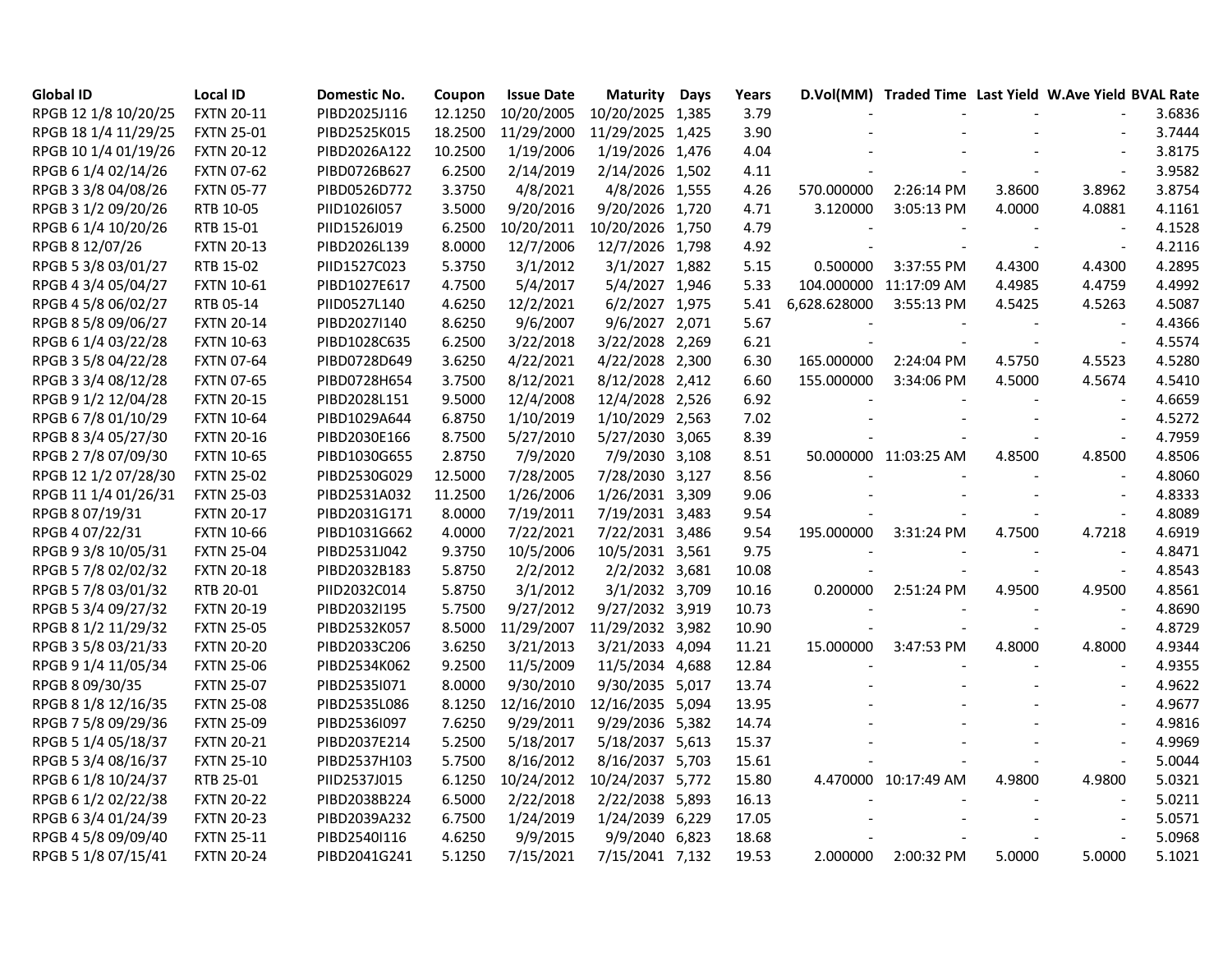| Global ID | Local ID | Domestic No. | Coupon | Issue Date | Maturity | Days | Years | D.Vol(MM) | Traded Time | Last Yield | W.Ave Yield | BVAL Rate |
|---|---|---|---|---|---|---|---|---|---|---|---|---|
| RPGB 12 1/8 10/20/25 | FXTN 20-11 | PIBD2025J116 | 12.1250 | 10/20/2005 | 10/20/2025 | 1,385 | 3.79 | - | - | - | - | 3.6836 |
| RPGB 18 1/4 11/29/25 | FXTN 25-01 | PIBD2525K015 | 18.2500 | 11/29/2000 | 11/29/2025 | 1,425 | 3.90 | - | - | - | - | 3.7444 |
| RPGB 10 1/4 01/19/26 | FXTN 20-12 | PIBD2026A122 | 10.2500 | 1/19/2006 | 1/19/2026 | 1,476 | 4.04 | - | - | - | - | 3.8175 |
| RPGB 6 1/4 02/14/26 | FXTN 07-62 | PIBD0726B627 | 6.2500 | 2/14/2019 | 2/14/2026 | 1,502 | 4.11 | - | - | - | - | 3.9582 |
| RPGB 3 3/8 04/08/26 | FXTN 05-77 | PIBD0526D772 | 3.3750 | 4/8/2021 | 4/8/2026 | 1,555 | 4.26 | 570.000000 | 2:26:14 PM | 3.8600 | 3.8962 | 3.8754 |
| RPGB 3 1/2 09/20/26 | RTB 10-05 | PIID1026I057 | 3.5000 | 9/20/2016 | 9/20/2026 | 1,720 | 4.71 | 3.120000 | 3:05:13 PM | 4.0000 | 4.0881 | 4.1161 |
| RPGB 6 1/4 10/20/26 | RTB 15-01 | PIID1526J019 | 6.2500 | 10/20/2011 | 10/20/2026 | 1,750 | 4.79 | - | - | - | - | 4.1528 |
| RPGB 8 12/07/26 | FXTN 20-13 | PIBD2026L139 | 8.0000 | 12/7/2006 | 12/7/2026 | 1,798 | 4.92 | - | - | - | - | 4.2116 |
| RPGB 5 3/8 03/01/27 | RTB 15-02 | PIID1527C023 | 5.3750 | 3/1/2012 | 3/1/2027 | 1,882 | 5.15 | 0.500000 | 3:37:55 PM | 4.4300 | 4.4300 | 4.2895 |
| RPGB 4 3/4 05/04/27 | FXTN 10-61 | PIBD1027E617 | 4.7500 | 5/4/2017 | 5/4/2027 | 1,946 | 5.33 | 104.000000 | 11:17:09 AM | 4.4985 | 4.4759 | 4.4992 |
| RPGB 4 5/8 06/02/27 | RTB 05-14 | PIID0527L140 | 4.6250 | 12/2/2021 | 6/2/2027 | 1,975 | 5.41 | 6,628.628000 | 3:55:13 PM | 4.5425 | 4.5263 | 4.5087 |
| RPGB 8 5/8 09/06/27 | FXTN 20-14 | PIBD2027I140 | 8.6250 | 9/6/2007 | 9/6/2027 | 2,071 | 5.67 | - | - | - | - | 4.4366 |
| RPGB 6 1/4 03/22/28 | FXTN 10-63 | PIBD1028C635 | 6.2500 | 3/22/2018 | 3/22/2028 | 2,269 | 6.21 | - | - | - | - | 4.5574 |
| RPGB 3 5/8 04/22/28 | FXTN 07-64 | PIBD0728D649 | 3.6250 | 4/22/2021 | 4/22/2028 | 2,300 | 6.30 | 165.000000 | 2:24:04 PM | 4.5750 | 4.5523 | 4.5280 |
| RPGB 3 3/4 08/12/28 | FXTN 07-65 | PIBD0728H654 | 3.7500 | 8/12/2021 | 8/12/2028 | 2,412 | 6.60 | 155.000000 | 3:34:06 PM | 4.5000 | 4.5674 | 4.5410 |
| RPGB 9 1/2 12/04/28 | FXTN 20-15 | PIBD2028L151 | 9.5000 | 12/4/2008 | 12/4/2028 | 2,526 | 6.92 | - | - | - | - | 4.6659 |
| RPGB 6 7/8 01/10/29 | FXTN 10-64 | PIBD1029A644 | 6.8750 | 1/10/2019 | 1/10/2029 | 2,563 | 7.02 | - | - | - | - | 4.5272 |
| RPGB 8 3/4 05/27/30 | FXTN 20-16 | PIBD2030E166 | 8.7500 | 5/27/2010 | 5/27/2030 | 3,065 | 8.39 | - | - | - | - | 4.7959 |
| RPGB 2 7/8 07/09/30 | FXTN 10-65 | PIBD1030G655 | 2.8750 | 7/9/2020 | 7/9/2030 | 3,108 | 8.51 | 50.000000 | 11:03:25 AM | 4.8500 | 4.8500 | 4.8506 |
| RPGB 12 1/2 07/28/30 | FXTN 25-02 | PIBD2530G029 | 12.5000 | 7/28/2005 | 7/28/2030 | 3,127 | 8.56 | - | - | - | - | 4.8060 |
| RPGB 11 1/4 01/26/31 | FXTN 25-03 | PIBD2531A032 | 11.2500 | 1/26/2006 | 1/26/2031 | 3,309 | 9.06 | - | - | - | - | 4.8333 |
| RPGB 8 07/19/31 | FXTN 20-17 | PIBD2031G171 | 8.0000 | 7/19/2011 | 7/19/2031 | 3,483 | 9.54 | - | - | - | - | 4.8089 |
| RPGB 4 07/22/31 | FXTN 10-66 | PIBD1031G662 | 4.0000 | 7/22/2021 | 7/22/2031 | 3,486 | 9.54 | 195.000000 | 3:31:24 PM | 4.7500 | 4.7218 | 4.6919 |
| RPGB 9 3/8 10/05/31 | FXTN 25-04 | PIBD2531J042 | 9.3750 | 10/5/2006 | 10/5/2031 | 3,561 | 9.75 | - | - | - | - | 4.8471 |
| RPGB 5 7/8 02/02/32 | FXTN 20-18 | PIBD2032B183 | 5.8750 | 2/2/2012 | 2/2/2032 | 3,681 | 10.08 | - | - | - | - | 4.8543 |
| RPGB 5 7/8 03/01/32 | RTB 20-01 | PIID2032C014 | 5.8750 | 3/1/2012 | 3/1/2032 | 3,709 | 10.16 | 0.200000 | 2:51:24 PM | 4.9500 | 4.9500 | 4.8561 |
| RPGB 5 3/4 09/27/32 | FXTN 20-19 | PIBD2032I195 | 5.7500 | 9/27/2012 | 9/27/2032 | 3,919 | 10.73 | - | - | - | - | 4.8690 |
| RPGB 8 1/2 11/29/32 | FXTN 25-05 | PIBD2532K057 | 8.5000 | 11/29/2007 | 11/29/2032 | 3,982 | 10.90 | - | - | - | - | 4.8729 |
| RPGB 3 5/8 03/21/33 | FXTN 20-20 | PIBD2033C206 | 3.6250 | 3/21/2013 | 3/21/2033 | 4,094 | 11.21 | 15.000000 | 3:47:53 PM | 4.8000 | 4.8000 | 4.9344 |
| RPGB 9 1/4 11/05/34 | FXTN 25-06 | PIBD2534K062 | 9.2500 | 11/5/2009 | 11/5/2034 | 4,688 | 12.84 | - | - | - | - | 4.9355 |
| RPGB 8 09/30/35 | FXTN 25-07 | PIBD2535I071 | 8.0000 | 9/30/2010 | 9/30/2035 | 5,017 | 13.74 | - | - | - | - | 4.9622 |
| RPGB 8 1/8 12/16/35 | FXTN 25-08 | PIBD2535L086 | 8.1250 | 12/16/2010 | 12/16/2035 | 5,094 | 13.95 | - | - | - | - | 4.9677 |
| RPGB 7 5/8 09/29/36 | FXTN 25-09 | PIBD2536I097 | 7.6250 | 9/29/2011 | 9/29/2036 | 5,382 | 14.74 | - | - | - | - | 4.9816 |
| RPGB 5 1/4 05/18/37 | FXTN 20-21 | PIBD2037E214 | 5.2500 | 5/18/2017 | 5/18/2037 | 5,613 | 15.37 | - | - | - | - | 4.9969 |
| RPGB 5 3/4 08/16/37 | FXTN 25-10 | PIBD2537H103 | 5.7500 | 8/16/2012 | 8/16/2037 | 5,703 | 15.61 | - | - | - | - | 5.0044 |
| RPGB 6 1/8 10/24/37 | RTB 25-01 | PIID2537J015 | 6.1250 | 10/24/2012 | 10/24/2037 | 5,772 | 15.80 | 4.470000 | 10:17:49 AM | 4.9800 | 4.9800 | 5.0321 |
| RPGB 6 1/2 02/22/38 | FXTN 20-22 | PIBD2038B224 | 6.5000 | 2/22/2018 | 2/22/2038 | 5,893 | 16.13 | - | - | - | - | 5.0211 |
| RPGB 6 3/4 01/24/39 | FXTN 20-23 | PIBD2039A232 | 6.7500 | 1/24/2019 | 1/24/2039 | 6,229 | 17.05 | - | - | - | - | 5.0571 |
| RPGB 4 5/8 09/09/40 | FXTN 25-11 | PIBD2540I116 | 4.6250 | 9/9/2015 | 9/9/2040 | 6,823 | 18.68 | - | - | - | - | 5.0968 |
| RPGB 5 1/8 07/15/41 | FXTN 20-24 | PIBD2041G241 | 5.1250 | 7/15/2021 | 7/15/2041 | 7,132 | 19.53 | 2.000000 | 2:00:32 PM | 5.0000 | 5.0000 | 5.1021 |